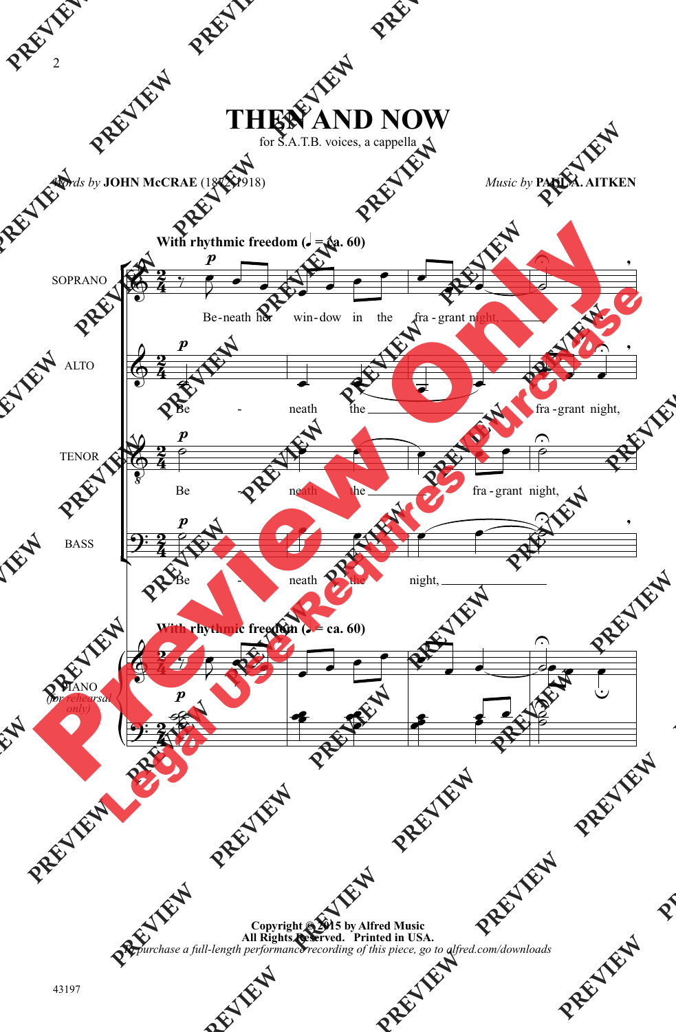# THEN AND NOW

for S.A.T.B. voices, a cappella

*Words by* **JOHN McCRAE** (1872-1918)

*Music by* **PAUL A. AITKEN**

**Copyright © 2015 by Alfred Music**
**All Rights Reserved. Printed in USA.**
*To purchase a full-length performance recording of this piece, go to alfred.com/downloads*

43197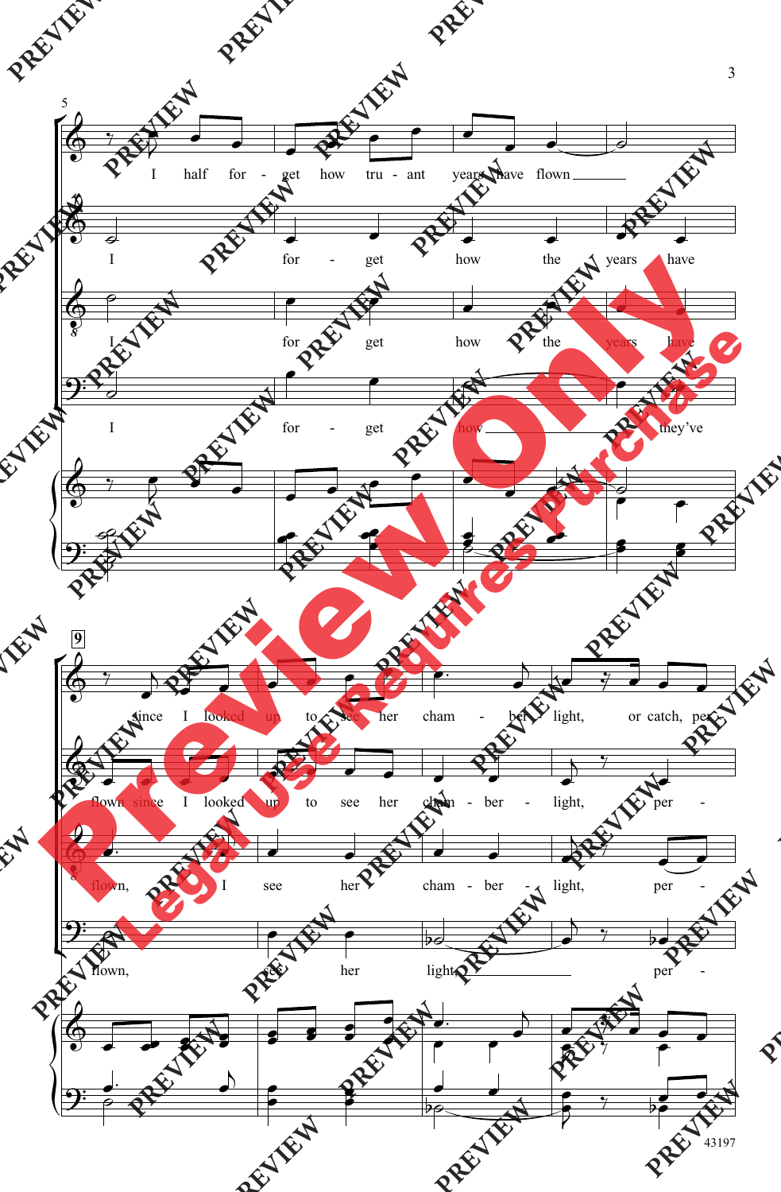5

I half for - get how tru - ant years have flown

I for - get how the years have

I for - get how the years have

I for - get how they've

9

since I looked up to see her cham - ber - light, or catch, per -

flown since I looked up to see her cham - ber - light, per -

flown, I see her cham - ber - light, per -

flown, see her light per -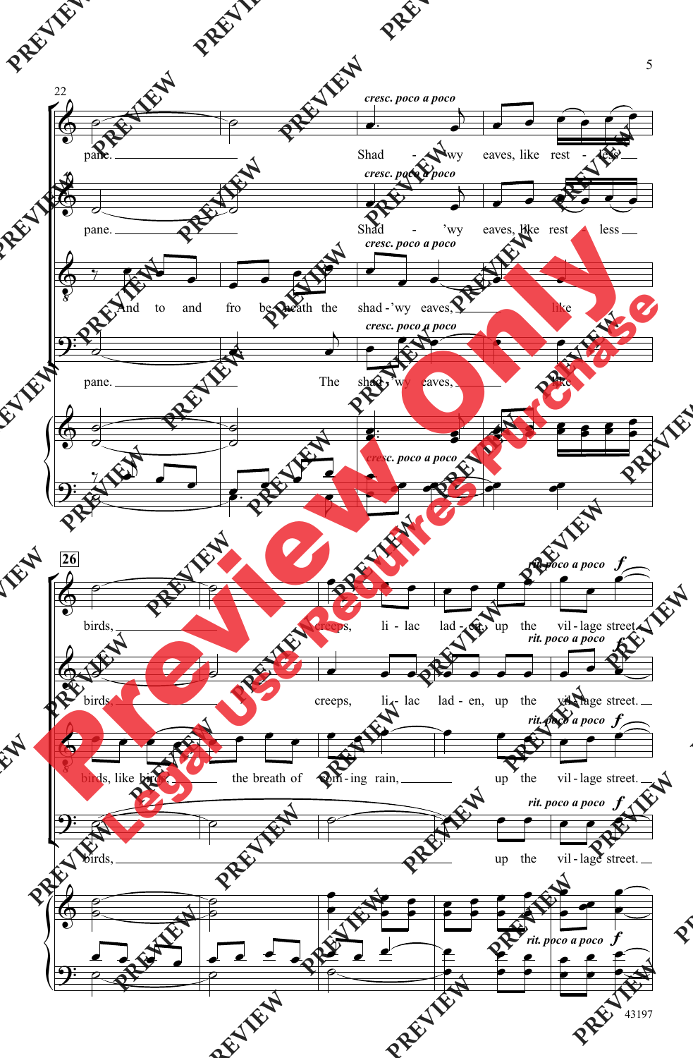*cresc. poco a poco*

pane. Shad - 'wy eaves, like rest - less

pane. Shad - 'wy eaves, like rest - less

And to and fro be - neath the shad - 'wy eaves, like

pane. The shad - 'wy eaves, like

*cresc. poco a poco*

**26**

*rit. poco a poco* ***f***

birds, creeps, li - lac lad - en, up the vil - lage street.

birds, creeps, li - lac lad - en, up the vil - lage street.

birds, like birds, the breath of com - ing rain, up the vil - lage street.

birds, up the vil - lage street.

*rit. poco a poco* ***f***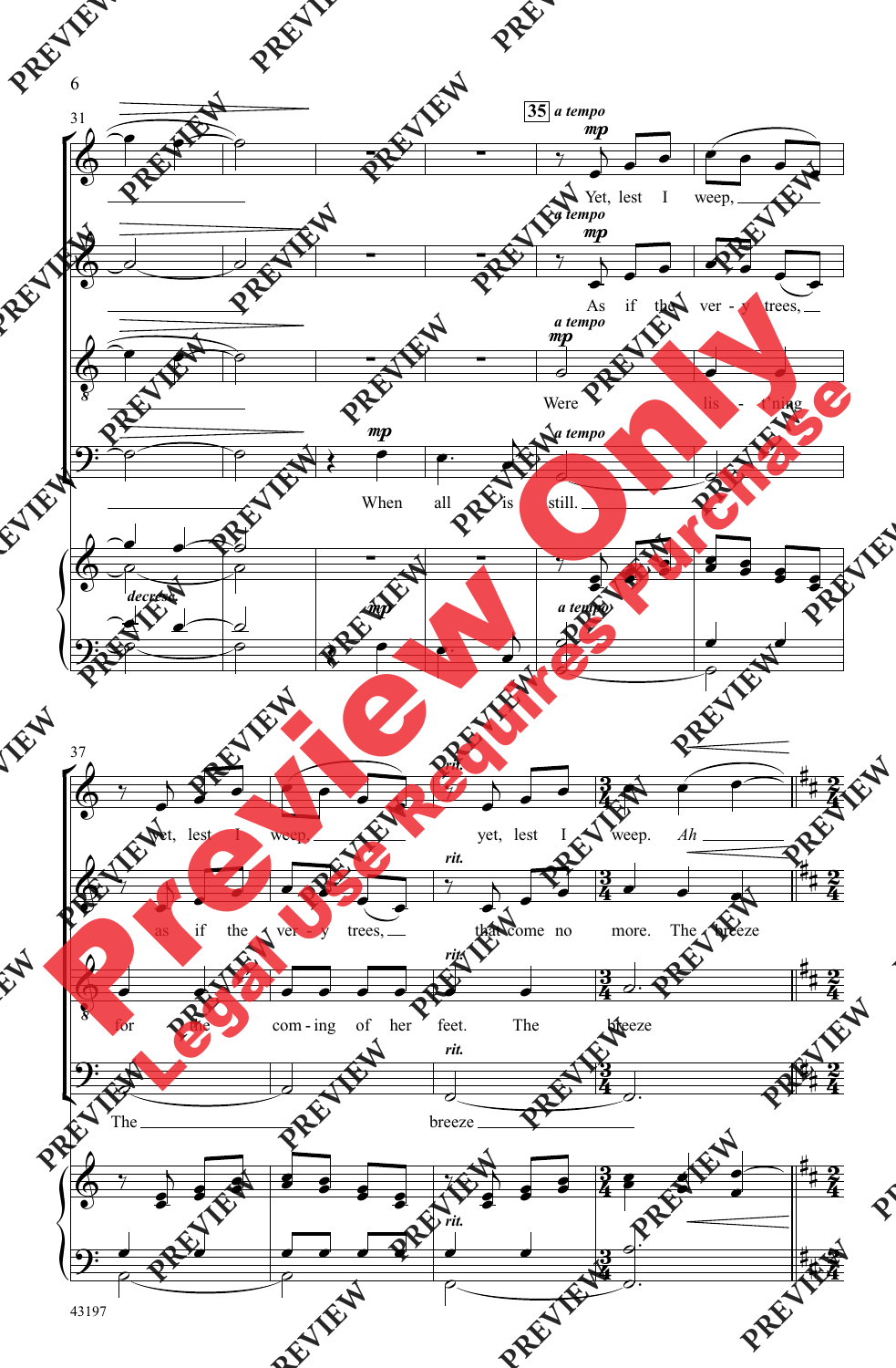**35** *a tempo*

*mp*

Yet, lest I weep, yet, lest I weep, yet, lest I weep. *Ah*

As if the ver - y trees, as if the ver - y trees, that come no more. The breeze

Were lis - t'ning for the com - ing of her feet. The breeze

When all is still. The breeze

*decresc.*

*rit.*

Preview Only

Legal Use Requires Purchase

43197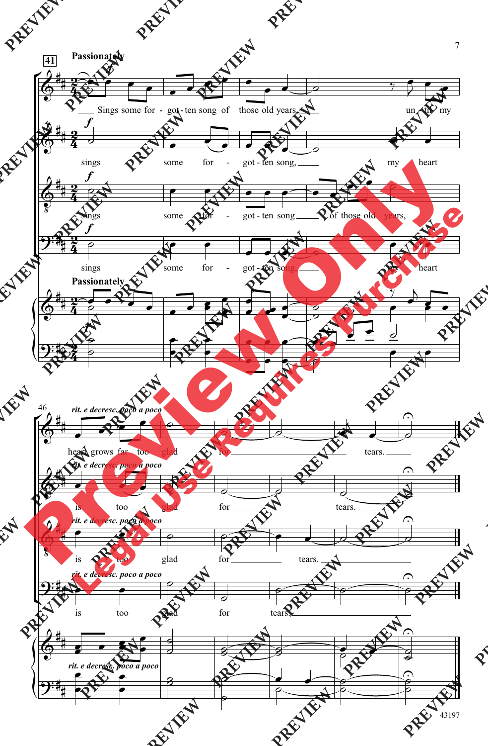41 **Passionately**

Sings some for - got - ten song of those old years, un - til my

sings some for - got - ten song, my heart

sings some for - got - ten song of those old years,

sings some for - got - ten song, my heart

**Passionately**

46 ***rit. e decresc. poco a poco***

heart grows far too glad for tears.

is too glad for tears.

is too glad for tears.

is too glad for tears.

***rit. e decresc. poco a poco***